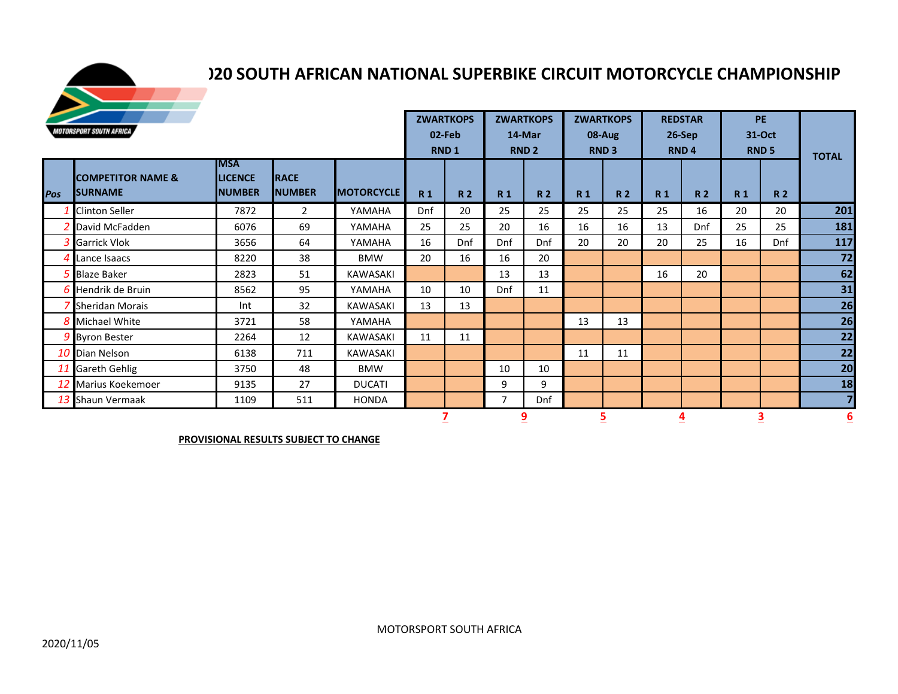# )20 SOUTH AFRICAN NATIONAL SUPERBIKE CIRCUIT MOTORCYCLE CHAMPIONSHIP

| | | | | | ZWARTKOPS 02-Feb RND 1 | | ZWARTKOPS 14-Mar RND 2 | | ZWARTKOPS 08-Aug RND 3 | | REDSTAR 26-Sep RND 4 | | PE 31-Oct RND 5 | | TOTAL |
|---|---|---|---|---|---|---|---|---|---|---|---|---|---|---|---|
| Pos | COMPETITOR NAME & SURNAME | MSA LICENCE NUMBER | RACE NUMBER | MOTORCYCLE | R 1 | R 2 | R 1 | R 2 | R 1 | R 2 | R 1 | R 2 | R 1 | R 2 | |
| 1 | Clinton Seller | 7872 | 2 | YAMAHA | Dnf | 20 | 25 | 25 | 25 | 25 | 25 | 16 | 20 | 20 | 201 |
| 2 | David McFadden | 6076 | 69 | YAMAHA | 25 | 25 | 20 | 16 | 16 | 16 | 13 | Dnf | 25 | 25 | 181 |
| 3 | Garrick Vlok | 3656 | 64 | YAMAHA | 16 | Dnf | Dnf | Dnf | 20 | 20 | 20 | 25 | 16 | Dnf | 117 |
| 4 | Lance Isaacs | 8220 | 38 | BMW | 20 | 16 | 16 | 20 | | | | | | | 72 |
| 5 | Blaze Baker | 2823 | 51 | KAWASAKI | | | 13 | 13 | | | 16 | 20 | | | 62 |
| 6 | Hendrik de Bruin | 8562 | 95 | YAMAHA | 10 | 10 | Dnf | 11 | | | | | | | 31 |
| 7 | Sheridan Morais | Int | 32 | KAWASAKI | 13 | 13 | | | | | | | | | 26 |
| 8 | Michael White | 3721 | 58 | YAMAHA | | | | | 13 | 13 | | | | | 26 |
| 9 | Byron Bester | 2264 | 12 | KAWASAKI | 11 | 11 | | | | | | | | | 22 |
| 10 | Dian Nelson | 6138 | 711 | KAWASAKI | | | | | 11 | 11 | | | | | 22 |
| 11 | Gareth Gehlig | 3750 | 48 | BMW | | | 10 | 10 | | | | | | | 20 |
| 12 | Marius Koekemoer | 9135 | 27 | DUCATI | | | 9 | 9 | | | | | | | 18 |
| 13 | Shaun Vermaak | 1109 | 511 | HONDA | | | 7 | Dnf | | | | | | | 7 |
| | | | | | 7 | | 9 | | 5 | | 4 | | 3 | | 6 |

**PROVISIONAL RESULTS SUBJECT TO CHANGE**

MOTORSPORT SOUTH AFRICA

2020/11/05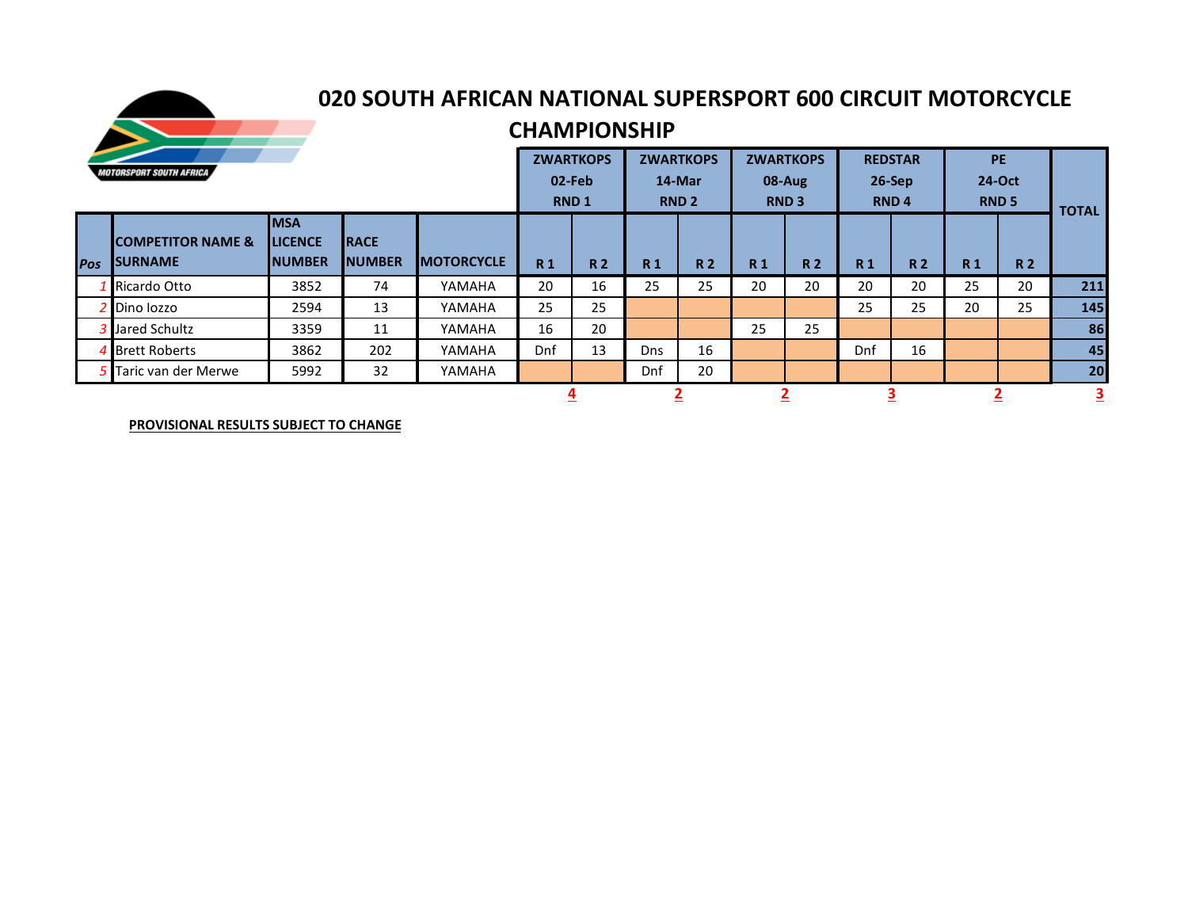# 020 SOUTH AFRICAN NATIONAL SUPERSPORT 600 CIRCUIT MOTORCYCLE CHAMPIONSHIP

| | | | | | ZWARTKOPS 02-Feb RND 1 | | ZWARTKOPS 14-Mar RND 2 | | ZWARTKOPS 08-Aug RND 3 | | REDSTAR 26-Sep RND 4 | | PE 24-Oct RND 5 | | TOTAL |
|---|---|---|---|---|---|---|---|---|---|---|---|---|---|---|---|
| Pos | COMPETITOR NAME & SURNAME | MSA LICENCE NUMBER | RACE NUMBER | MOTORCYCLE | R 1 | R 2 | R 1 | R 2 | R 1 | R 2 | R 1 | R 2 | R 1 | R 2 | |
| 1 | Ricardo Otto | 3852 | 74 | YAMAHA | 20 | 16 | 25 | 25 | 20 | 20 | 20 | 20 | 25 | 20 | 211 |
| 2 | Dino Iozzo | 2594 | 13 | YAMAHA | 25 | 25 | | | | | 25 | 25 | 20 | 25 | 145 |
| 3 | Jared Schultz | 3359 | 11 | YAMAHA | 16 | 20 | | | 25 | 25 | | | | | 86 |
| 4 | Brett Roberts | 3862 | 202 | YAMAHA | Dnf | 13 | Dns | 16 | | | Dnf | 16 | | | 45 |
| 5 | Taric van der Merwe | 5992 | 32 | YAMAHA | | | Dnf | 20 | | | | | | | 20 |
| | | | | | 4 | | 2 | | 2 | | 3 | | 2 | | 3 |

**PROVISIONAL RESULTS SUBJECT TO CHANGE**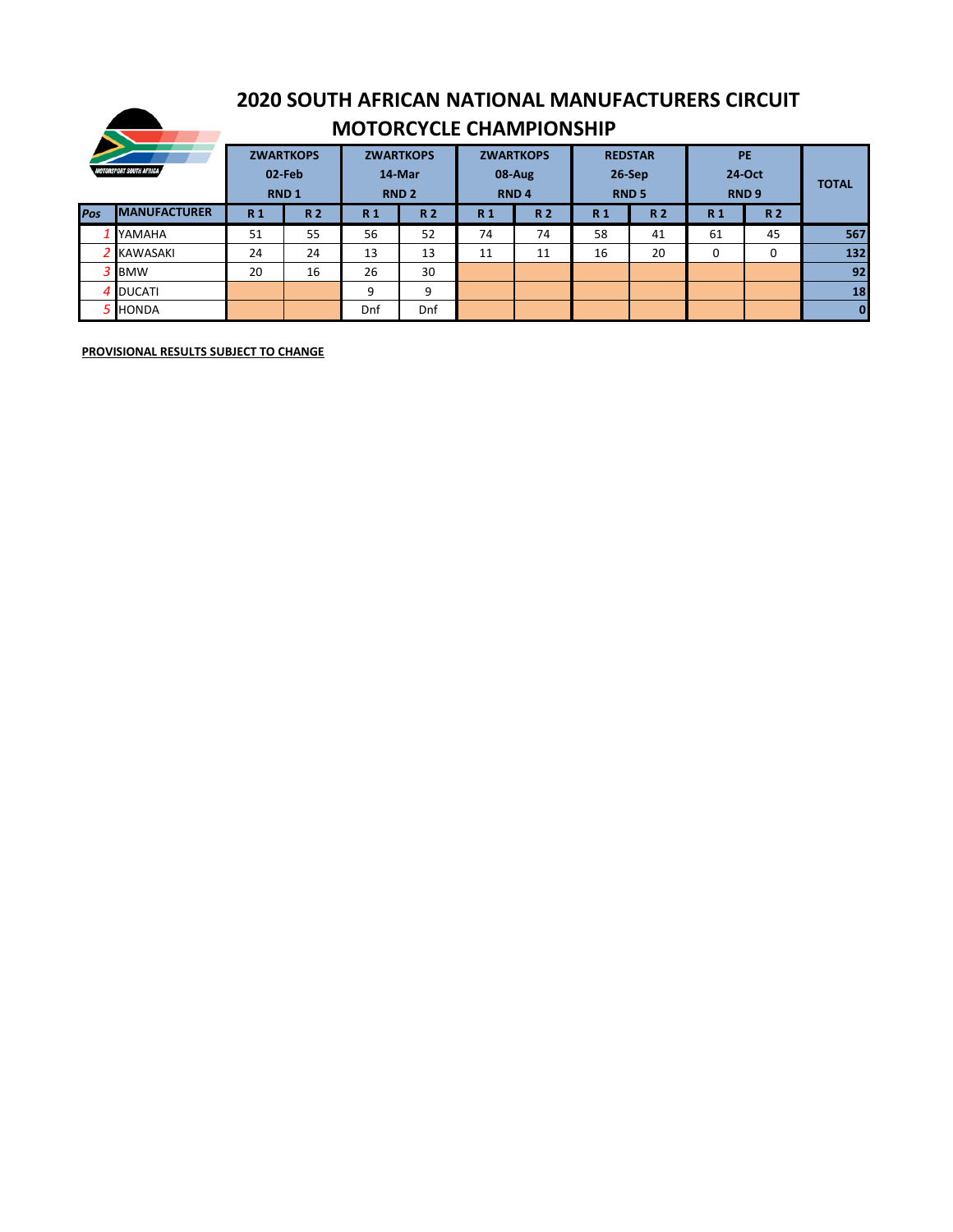# 2020 SOUTH AFRICAN NATIONAL MANUFACTURERS CIRCUIT MOTORCYCLE CHAMPIONSHIP

| | | ZWARTKOPS 02-Feb RND 1 | | ZWARTKOPS 14-Mar RND 2 | | ZWARTKOPS 08-Aug RND 4 | | REDSTAR 26-Sep RND 5 | | PE 24-Oct RND 9 | | TOTAL |
|---|---|---|---|---|---|---|---|---|---|---|---|---|
| Pos | MANUFACTURER | R 1 | R 2 | R 1 | R 2 | R 1 | R 2 | R 1 | R 2 | R 1 | R 2 | |
| 1 | YAMAHA | 51 | 55 | 56 | 52 | 74 | 74 | 58 | 41 | 61 | 45 | 567 |
| 2 | KAWASAKI | 24 | 24 | 13 | 13 | 11 | 11 | 16 | 20 | 0 | 0 | 132 |
| 3 | BMW | 20 | 16 | 26 | 30 | | | | | | | 92 |
| 4 | DUCATI | | | 9 | 9 | | | | | | | 18 |
| 5 | HONDA | | | Dnf | Dnf | | | | | | | 0 |

**PROVISIONAL RESULTS SUBJECT TO CHANGE**